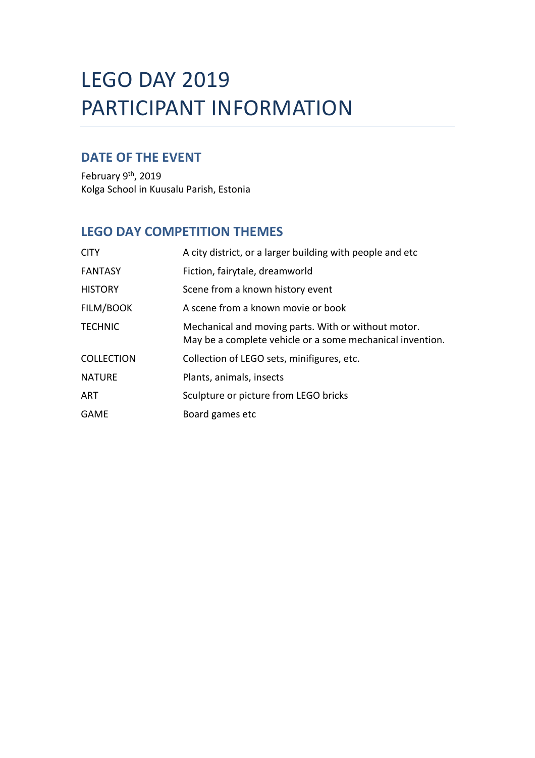# LEGO DAY 2019
# PARTICIPANT INFORMATION

## DATE OF THE EVENT

February 9th, 2019
Kolga School in Kuusalu Parish, Estonia

## LEGO DAY COMPETITION THEMES

| | |
|---|---|
| CITY | A city district, or a larger building with people and etc |
| FANTASY | Fiction, fairytale, dreamworld |
| HISTORY | Scene from a known history event |
| FILM/BOOK | A scene from a known movie or book |
| TECHNIC | Mechanical and moving parts. With or without motor. May be a complete vehicle or a some mechanical invention. |
| COLLECTION | Collection of LEGO sets, minifigures, etc. |
| NATURE | Plants, animals, insects |
| ART | Sculpture or picture from LEGO bricks |
| GAME | Board games etc |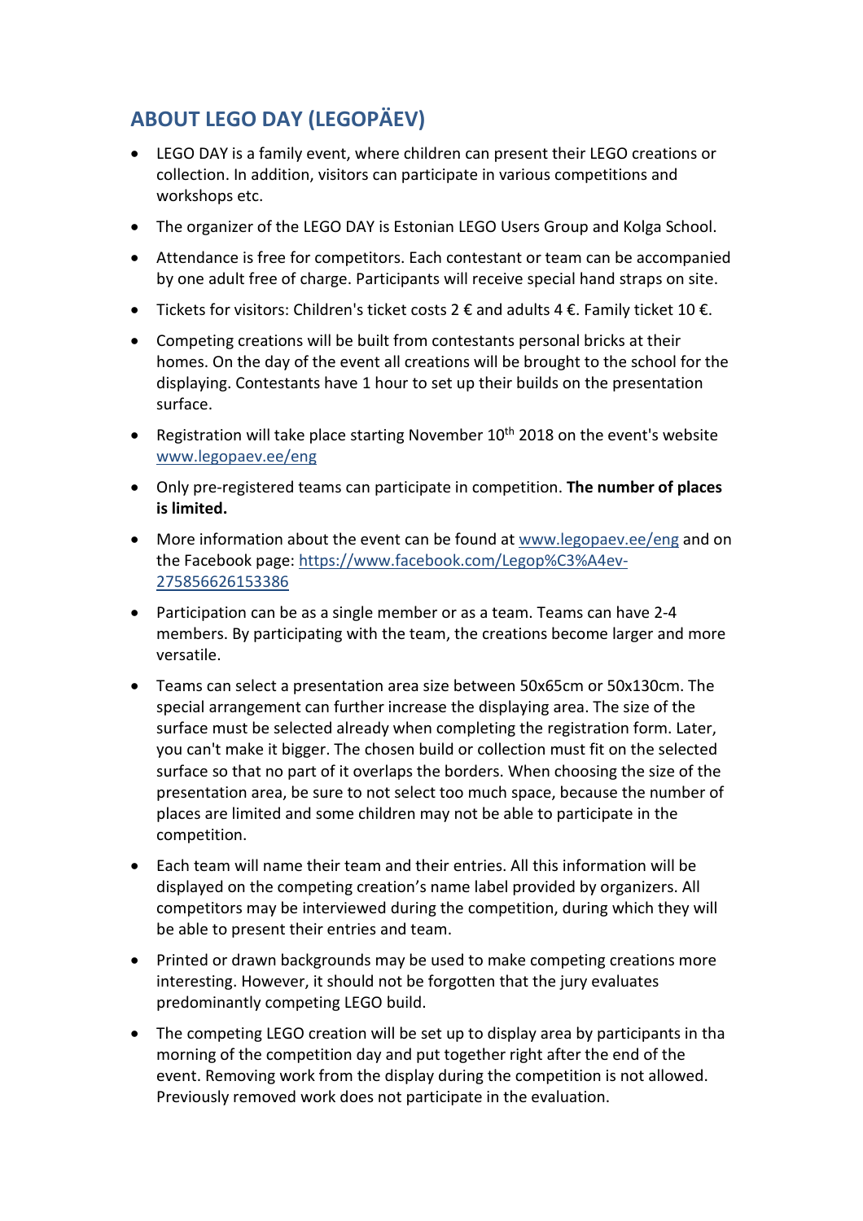## ABOUT LEGO DAY (LEGOPÄEV)

- LEGO DAY is a family event, where children can present their LEGO creations or collection. In addition, visitors can participate in various competitions and workshops etc.
- The organizer of the LEGO DAY is Estonian LEGO Users Group and Kolga School.
- Attendance is free for competitors. Each contestant or team can be accompanied by one adult free of charge. Participants will receive special hand straps on site.
- Tickets for visitors: Children's ticket costs 2 € and adults 4 €. Family ticket 10 €.
- Competing creations will be built from contestants personal bricks at their homes. On the day of the event all creations will be brought to the school for the displaying. Contestants have 1 hour to set up their builds on the presentation surface.
- Registration will take place starting November 10th 2018 on the event's website [www.legopaev.ee/eng](www.legopaev.ee/eng)
- Only pre-registered teams can participate in competition. **The number of places is limited.**
- More information about the event can be found at [www.legopaev.ee/eng](www.legopaev.ee/eng) and on the Facebook page: [https://www.facebook.com/Legop%C3%A4ev-275856626153386](https://www.facebook.com/Legop%C3%A4ev-275856626153386)
- Participation can be as a single member or as a team. Teams can have 2-4 members. By participating with the team, the creations become larger and more versatile.
- Teams can select a presentation area size between 50x65cm or 50x130cm. The special arrangement can further increase the displaying area. The size of the surface must be selected already when completing the registration form. Later, you can't make it bigger. The chosen build or collection must fit on the selected surface so that no part of it overlaps the borders. When choosing the size of the presentation area, be sure to not select too much space, because the number of places are limited and some children may not be able to participate in the competition.
- Each team will name their team and their entries. All this information will be displayed on the competing creation's name label provided by organizers. All competitors may be interviewed during the competition, during which they will be able to present their entries and team.
- Printed or drawn backgrounds may be used to make competing creations more interesting. However, it should not be forgotten that the jury evaluates predominantly competing LEGO build.
- The competing LEGO creation will be set up to display area by participants in tha morning of the competition day and put together right after the end of the event. Removing work from the display during the competition is not allowed. Previously removed work does not participate in the evaluation.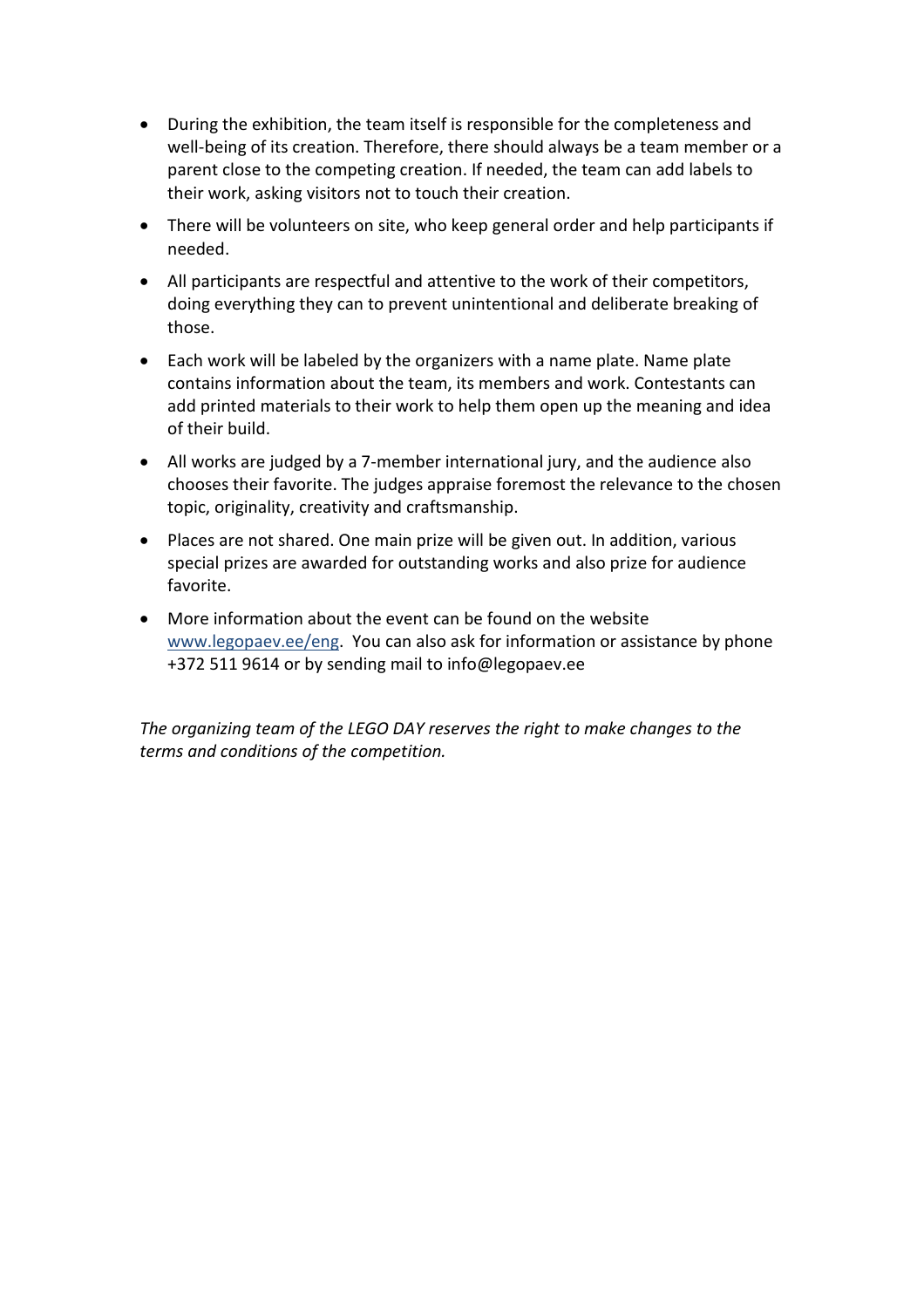- During the exhibition, the team itself is responsible for the completeness and well-being of its creation. Therefore, there should always be a team member or a parent close to the competing creation. If needed, the team can add labels to their work, asking visitors not to touch their creation.
- There will be volunteers on site, who keep general order and help participants if needed.
- All participants are respectful and attentive to the work of their competitors, doing everything they can to prevent unintentional and deliberate breaking of those.
- Each work will be labeled by the organizers with a name plate. Name plate contains information about the team, its members and work. Contestants can add printed materials to their work to help them open up the meaning and idea of their build.
- All works are judged by a 7-member international jury, and the audience also chooses their favorite. The judges appraise foremost the relevance to the chosen topic, originality, creativity and craftsmanship.
- Places are not shared. One main prize will be given out. In addition, various special prizes are awarded for outstanding works and also prize for audience favorite.
- More information about the event can be found on the website [www.legopaev.ee/eng](http://www.legopaev.ee/eng). You can also ask for information or assistance by phone +372 511 9614 or by sending mail to info@legopaev.ee

*The organizing team of the LEGO DAY reserves the right to make changes to the terms and conditions of the competition.*